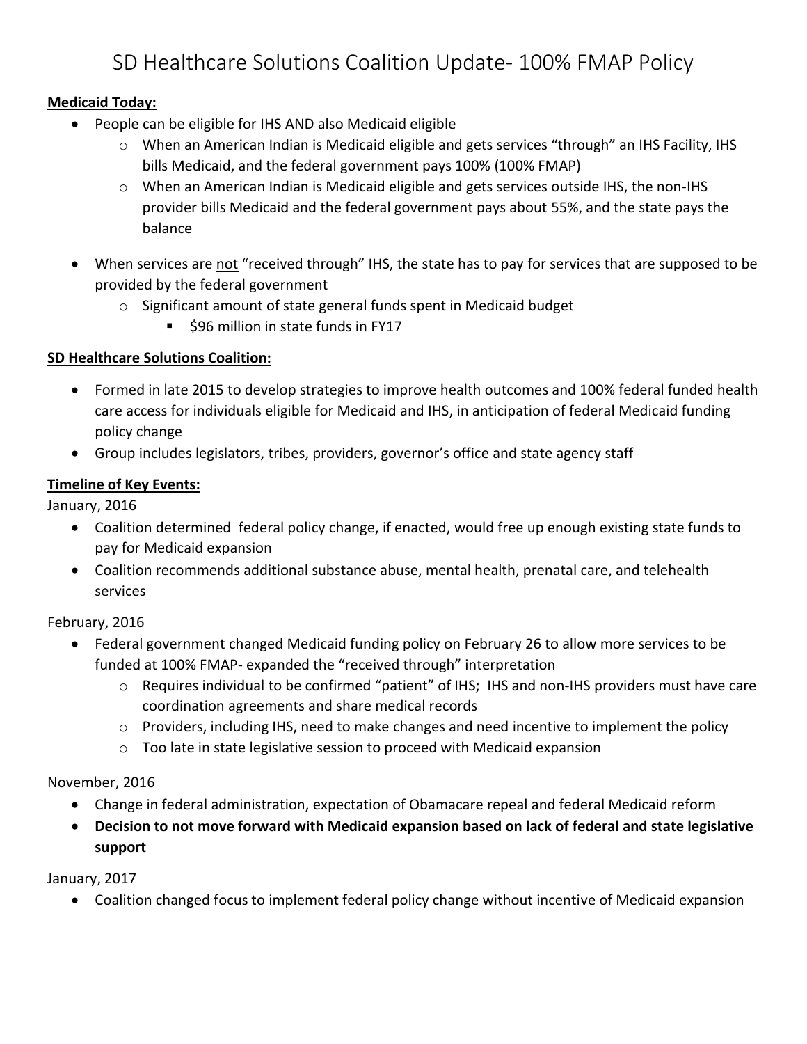# SD Healthcare Solutions Coalition Update- 100% FMAP Policy

**Medicaid Today:**

- People can be eligible for IHS AND also Medicaid eligible
  - When an American Indian is Medicaid eligible and gets services "through" an IHS Facility, IHS bills Medicaid, and the federal government pays 100% (100% FMAP)
  - When an American Indian is Medicaid eligible and gets services outside IHS, the non-IHS provider bills Medicaid and the federal government pays about 55%, and the state pays the balance
- When services are not "received through" IHS, the state has to pay for services that are supposed to be provided by the federal government
  - Significant amount of state general funds spent in Medicaid budget
    - $96 million in state funds in FY17

**SD Healthcare Solutions Coalition:**

- Formed in late 2015 to develop strategies to improve health outcomes and 100% federal funded health care access for individuals eligible for Medicaid and IHS, in anticipation of federal Medicaid funding policy change
- Group includes legislators, tribes, providers, governor's office and state agency staff

**Timeline of Key Events:**

January, 2016

- Coalition determined federal policy change, if enacted, would free up enough existing state funds to pay for Medicaid expansion
- Coalition recommends additional substance abuse, mental health, prenatal care, and telehealth services

February, 2016

- Federal government changed Medicaid funding policy on February 26 to allow more services to be funded at 100% FMAP- expanded the "received through" interpretation
  - Requires individual to be confirmed "patient" of IHS; IHS and non-IHS providers must have care coordination agreements and share medical records
  - Providers, including IHS, need to make changes and need incentive to implement the policy
  - Too late in state legislative session to proceed with Medicaid expansion

November, 2016

- Change in federal administration, expectation of Obamacare repeal and federal Medicaid reform
- **Decision to not move forward with Medicaid expansion based on lack of federal and state legislative support**

January, 2017

- Coalition changed focus to implement federal policy change without incentive of Medicaid expansion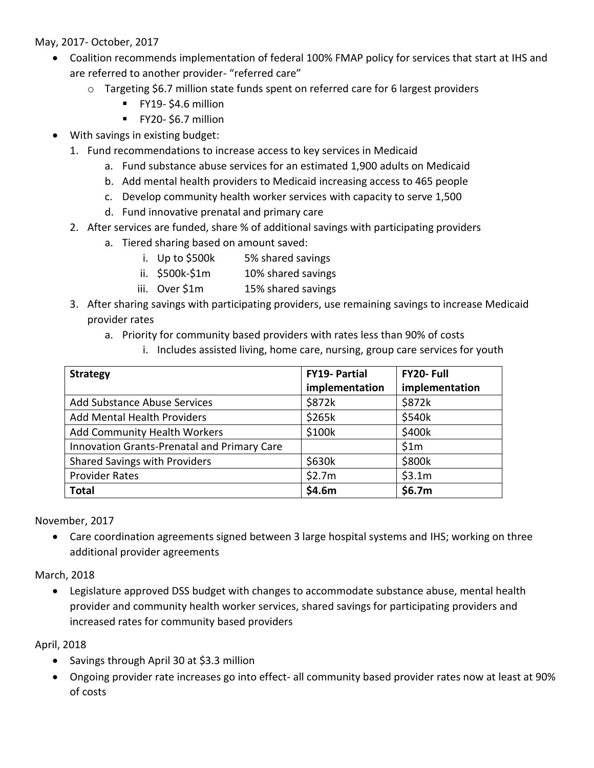May, 2017- October, 2017

- Coalition recommends implementation of federal 100% FMAP policy for services that start at IHS and are referred to another provider- "referred care"
  - Targeting $6.7 million state funds spent on referred care for 6 largest providers
    - FY19- $4.6 million
    - FY20- $6.7 million
- With savings in existing budget:
  1. Fund recommendations to increase access to key services in Medicaid
     a. Fund substance abuse services for an estimated 1,900 adults on Medicaid
     b. Add mental health providers to Medicaid increasing access to 465 people
     c. Develop community health worker services with capacity to serve 1,500
     d. Fund innovative prenatal and primary care
  2. After services are funded, share % of additional savings with participating providers
     a. Tiered sharing based on amount saved:
        i. Up to $500k 5% shared savings
        ii. $500k-$1m 10% shared savings
        iii. Over $1m 15% shared savings
  3. After sharing savings with participating providers, use remaining savings to increase Medicaid provider rates
     a. Priority for community based providers with rates less than 90% of costs
        i. Includes assisted living, home care, nursing, group care services for youth

| Strategy | FY19- Partial implementation | FY20- Full implementation |
|---|---|---|
| Add Substance Abuse Services | $872k | $872k |
| Add Mental Health Providers | $265k | $540k |
| Add Community Health Workers | $100k | $400k |
| Innovation Grants-Prenatal and Primary Care | | $1m |
| Shared Savings with Providers | $630k | $800k |
| Provider Rates | $2.7m | $3.1m |
| **Total** | **$4.6m** | **$6.7m** |

November, 2017

- Care coordination agreements signed between 3 large hospital systems and IHS; working on three additional provider agreements

March, 2018

- Legislature approved DSS budget with changes to accommodate substance abuse, mental health provider and community health worker services, shared savings for participating providers and increased rates for community based providers

April, 2018

- Savings through April 30 at $3.3 million
- Ongoing provider rate increases go into effect- all community based provider rates now at least at 90% of costs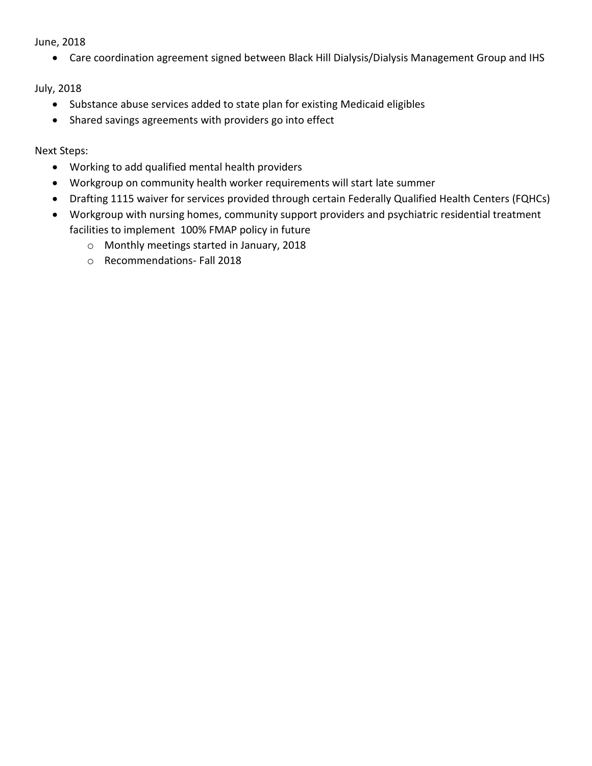June, 2018

- Care coordination agreement signed between Black Hill Dialysis/Dialysis Management Group and IHS

July, 2018

- Substance abuse services added to state plan for existing Medicaid eligibles
- Shared savings agreements with providers go into effect

Next Steps:

- Working to add qualified mental health providers
- Workgroup on community health worker requirements will start late summer
- Drafting 1115 waiver for services provided through certain Federally Qualified Health Centers (FQHCs)
- Workgroup with nursing homes, community support providers and psychiatric residential treatment facilities to implement 100% FMAP policy in future
    - Monthly meetings started in January, 2018
    - Recommendations- Fall 2018